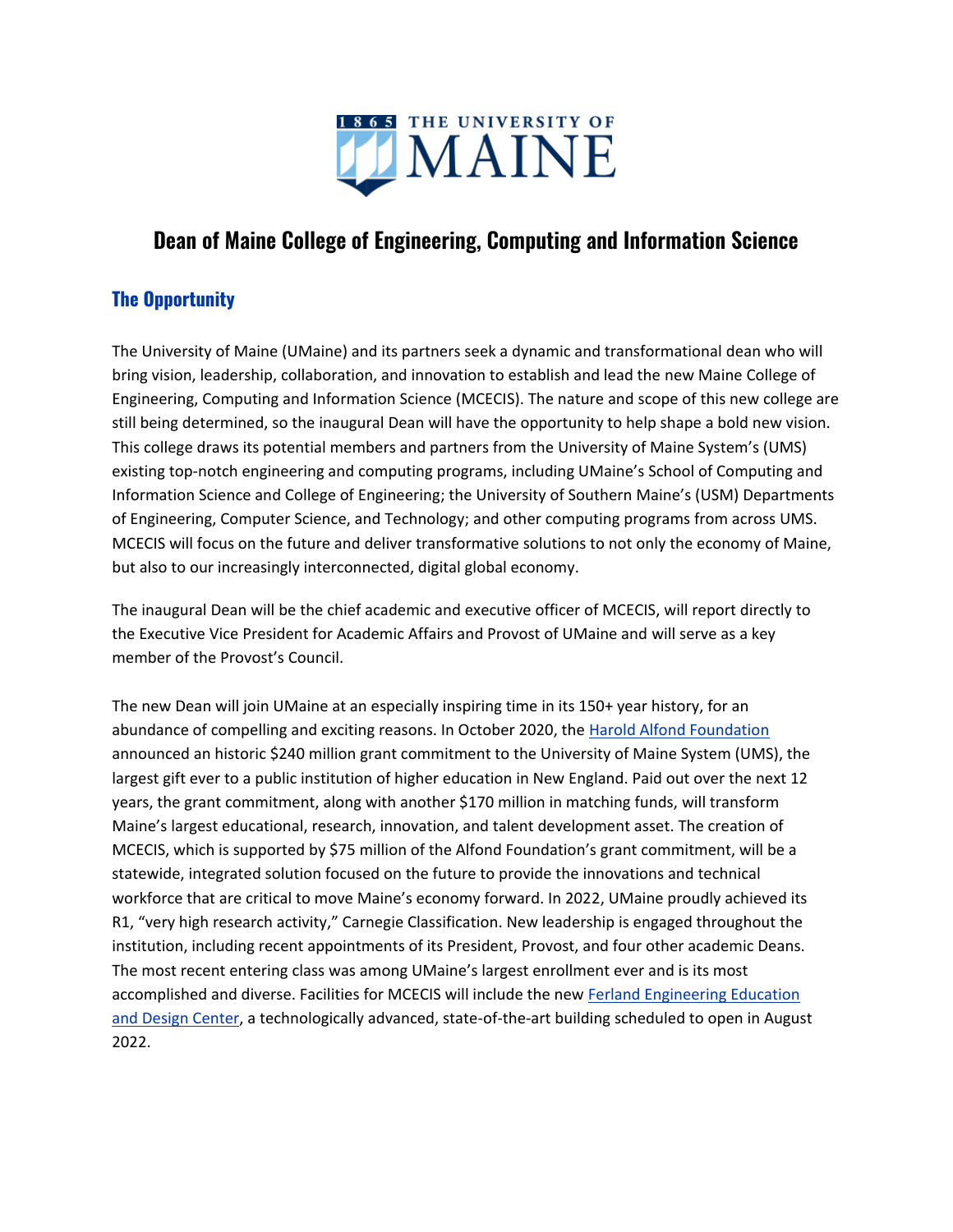# Dean of Maine College of Engineering, Computing and Information Science

## The Opportunity

The University of Maine (UMaine) and its partners seek a dynamic and transformational dean who will bring vision, leadership, collaboration, and innovation to establish and lead the new Maine College of Engineering, Computing and Information Science (MCECIS). The nature and scope of this new college are still being determined, so the inaugural Dean will have the opportunity to help shape a bold new vision. This college draws its potential members and partners from the University of Maine System's (UMS) existing top-notch engineering and computing programs, including UMaine's School of Computing and Information Science and College of Engineering; the University of Southern Maine's (USM) Departments of Engineering, Computer Science, and Technology; and other computing programs from across UMS. MCECIS will focus on the future and deliver transformative solutions to not only the economy of Maine, but also to our increasingly interconnected, digital global economy.

The inaugural Dean will be the chief academic and executive officer of MCECIS, will report directly to the Executive Vice President for Academic Affairs and Provost of UMaine and will serve as a key member of the Provost's Council.

The new Dean will join UMaine at an especially inspiring time in its 150+ year history, for an abundance of compelling and exciting reasons. In October 2020, the Harold Alfond Foundation announced an historic $240 million grant commitment to the University of Maine System (UMS), the largest gift ever to a public institution of higher education in New England. Paid out over the next 12 years, the grant commitment, along with another $170 million in matching funds, will transform Maine's largest educational, research, innovation, and talent development asset. The creation of MCECIS, which is supported by $75 million of the Alfond Foundation's grant commitment, will be a statewide, integrated solution focused on the future to provide the innovations and technical workforce that are critical to move Maine's economy forward. In 2022, UMaine proudly achieved its R1, "very high research activity," Carnegie Classification. New leadership is engaged throughout the institution, including recent appointments of its President, Provost, and four other academic Deans. The most recent entering class was among UMaine's largest enrollment ever and is its most accomplished and diverse. Facilities for MCECIS will include the new Ferland Engineering Education and Design Center, a technologically advanced, state-of-the-art building scheduled to open in August 2022.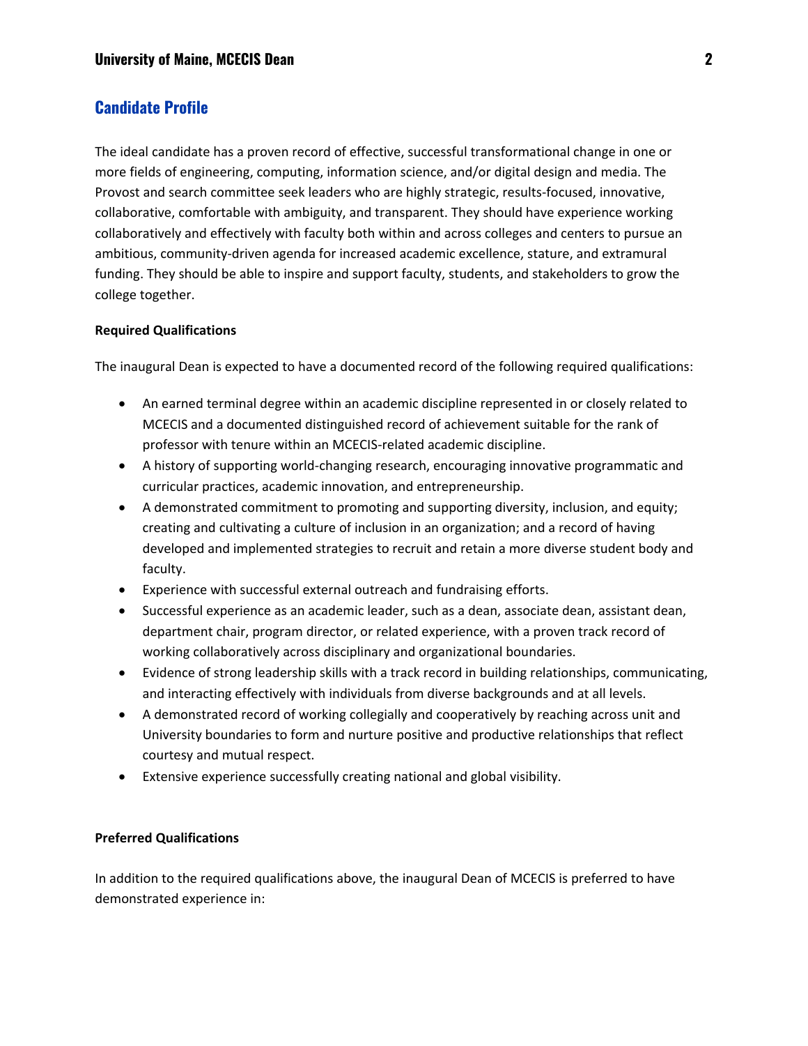## Candidate Profile

The ideal candidate has a proven record of effective, successful transformational change in one or more fields of engineering, computing, information science, and/or digital design and media. The Provost and search committee seek leaders who are highly strategic, results-focused, innovative, collaborative, comfortable with ambiguity, and transparent. They should have experience working collaboratively and effectively with faculty both within and across colleges and centers to pursue an ambitious, community-driven agenda for increased academic excellence, stature, and extramural funding. They should be able to inspire and support faculty, students, and stakeholders to grow the college together.

**Required Qualifications**

The inaugural Dean is expected to have a documented record of the following required qualifications:

- An earned terminal degree within an academic discipline represented in or closely related to MCECIS and a documented distinguished record of achievement suitable for the rank of professor with tenure within an MCECIS-related academic discipline.
- A history of supporting world-changing research, encouraging innovative programmatic and curricular practices, academic innovation, and entrepreneurship.
- A demonstrated commitment to promoting and supporting diversity, inclusion, and equity; creating and cultivating a culture of inclusion in an organization; and a record of having developed and implemented strategies to recruit and retain a more diverse student body and faculty.
- Experience with successful external outreach and fundraising efforts.
- Successful experience as an academic leader, such as a dean, associate dean, assistant dean, department chair, program director, or related experience, with a proven track record of working collaboratively across disciplinary and organizational boundaries.
- Evidence of strong leadership skills with a track record in building relationships, communicating, and interacting effectively with individuals from diverse backgrounds and at all levels.
- A demonstrated record of working collegially and cooperatively by reaching across unit and University boundaries to form and nurture positive and productive relationships that reflect courtesy and mutual respect.
- Extensive experience successfully creating national and global visibility.

**Preferred Qualifications**

In addition to the required qualifications above, the inaugural Dean of MCECIS is preferred to have demonstrated experience in: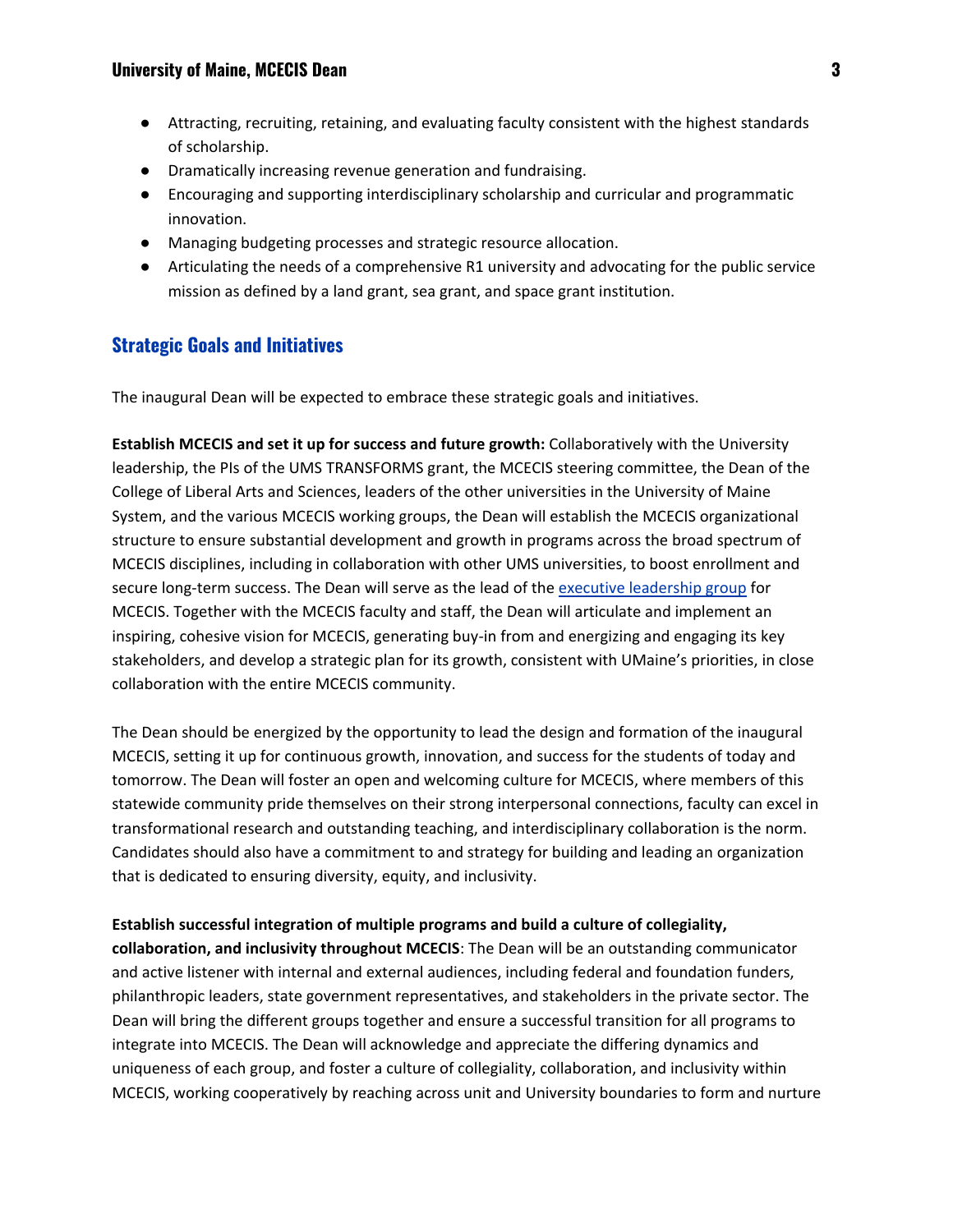- Attracting, recruiting, retaining, and evaluating faculty consistent with the highest standards of scholarship.
- Dramatically increasing revenue generation and fundraising.
- Encouraging and supporting interdisciplinary scholarship and curricular and programmatic innovation.
- Managing budgeting processes and strategic resource allocation.
- Articulating the needs of a comprehensive R1 university and advocating for the public service mission as defined by a land grant, sea grant, and space grant institution.

## Strategic Goals and Initiatives

The inaugural Dean will be expected to embrace these strategic goals and initiatives.

**Establish MCECIS and set it up for success and future growth:** Collaboratively with the University leadership, the PIs of the UMS TRANSFORMS grant, the MCECIS steering committee, the Dean of the College of Liberal Arts and Sciences, leaders of the other universities in the University of Maine System, and the various MCECIS working groups, the Dean will establish the MCECIS organizational structure to ensure substantial development and growth in programs across the broad spectrum of MCECIS disciplines, including in collaboration with other UMS universities, to boost enrollment and secure long-term success. The Dean will serve as the lead of the executive leadership group for MCECIS. Together with the MCECIS faculty and staff, the Dean will articulate and implement an inspiring, cohesive vision for MCECIS, generating buy-in from and energizing and engaging its key stakeholders, and develop a strategic plan for its growth, consistent with UMaine's priorities, in close collaboration with the entire MCECIS community.

The Dean should be energized by the opportunity to lead the design and formation of the inaugural MCECIS, setting it up for continuous growth, innovation, and success for the students of today and tomorrow. The Dean will foster an open and welcoming culture for MCECIS, where members of this statewide community pride themselves on their strong interpersonal connections, faculty can excel in transformational research and outstanding teaching, and interdisciplinary collaboration is the norm. Candidates should also have a commitment to and strategy for building and leading an organization that is dedicated to ensuring diversity, equity, and inclusivity.

**Establish successful integration of multiple programs and build a culture of collegiality, collaboration, and inclusivity throughout MCECIS**: The Dean will be an outstanding communicator and active listener with internal and external audiences, including federal and foundation funders, philanthropic leaders, state government representatives, and stakeholders in the private sector. The Dean will bring the different groups together and ensure a successful transition for all programs to integrate into MCECIS. The Dean will acknowledge and appreciate the differing dynamics and uniqueness of each group, and foster a culture of collegiality, collaboration, and inclusivity within MCECIS, working cooperatively by reaching across unit and University boundaries to form and nurture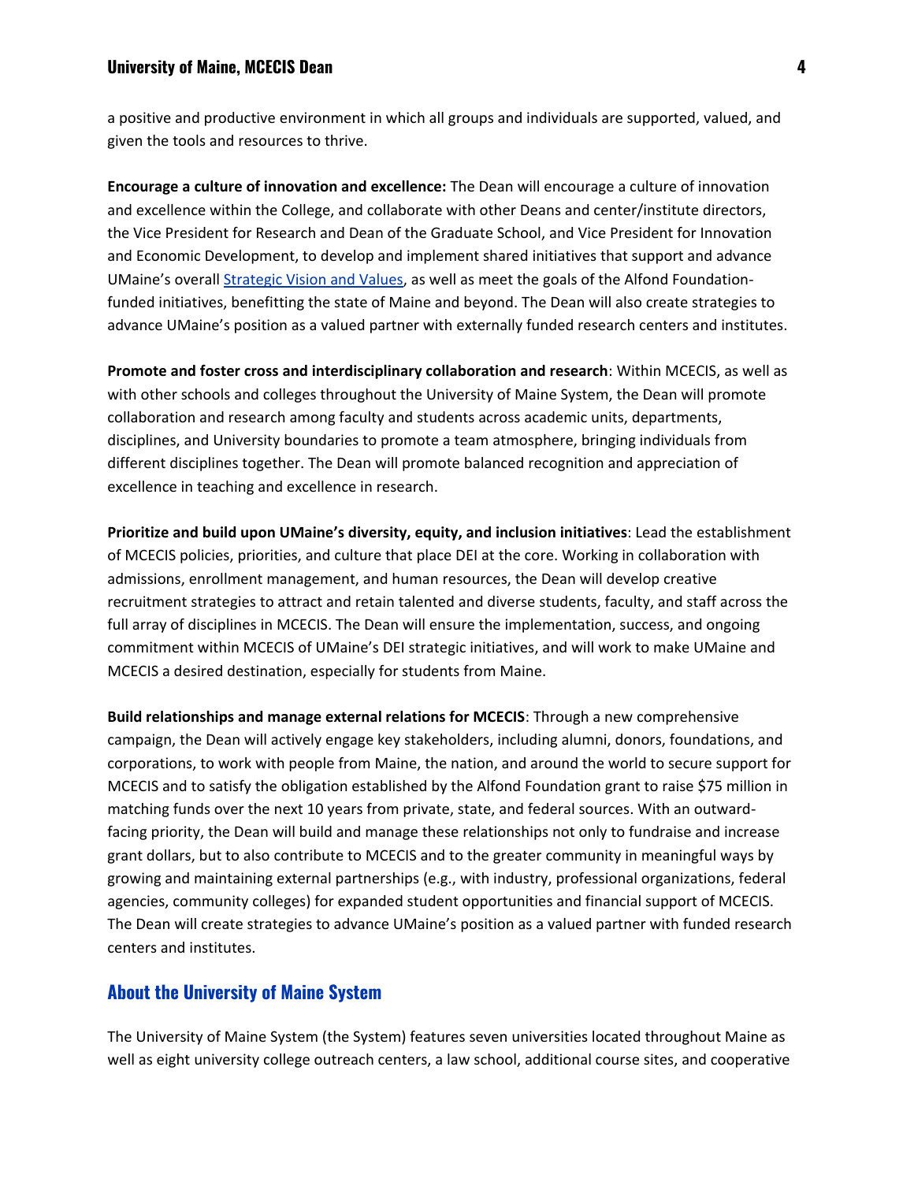a positive and productive environment in which all groups and individuals are supported, valued, and given the tools and resources to thrive.

**Encourage a culture of innovation and excellence:** The Dean will encourage a culture of innovation and excellence within the College, and collaborate with other Deans and center/institute directors, the Vice President for Research and Dean of the Graduate School, and Vice President for Innovation and Economic Development, to develop and implement shared initiatives that support and advance UMaine's overall [Strategic Vision and Values](), as well as meet the goals of the Alfond Foundation-funded initiatives, benefitting the state of Maine and beyond. The Dean will also create strategies to advance UMaine's position as a valued partner with externally funded research centers and institutes.

**Promote and foster cross and interdisciplinary collaboration and research**: Within MCECIS, as well as with other schools and colleges throughout the University of Maine System, the Dean will promote collaboration and research among faculty and students across academic units, departments, disciplines, and University boundaries to promote a team atmosphere, bringing individuals from different disciplines together. The Dean will promote balanced recognition and appreciation of excellence in teaching and excellence in research.

**Prioritize and build upon UMaine's diversity, equity, and inclusion initiatives**: Lead the establishment of MCECIS policies, priorities, and culture that place DEI at the core. Working in collaboration with admissions, enrollment management, and human resources, the Dean will develop creative recruitment strategies to attract and retain talented and diverse students, faculty, and staff across the full array of disciplines in MCECIS. The Dean will ensure the implementation, success, and ongoing commitment within MCECIS of UMaine's DEI strategic initiatives, and will work to make UMaine and MCECIS a desired destination, especially for students from Maine.

**Build relationships and manage external relations for MCECIS**: Through a new comprehensive campaign, the Dean will actively engage key stakeholders, including alumni, donors, foundations, and corporations, to work with people from Maine, the nation, and around the world to secure support for MCECIS and to satisfy the obligation established by the Alfond Foundation grant to raise $75 million in matching funds over the next 10 years from private, state, and federal sources. With an outward-facing priority, the Dean will build and manage these relationships not only to fundraise and increase grant dollars, but to also contribute to MCECIS and to the greater community in meaningful ways by growing and maintaining external partnerships (e.g., with industry, professional organizations, federal agencies, community colleges) for expanded student opportunities and financial support of MCECIS. The Dean will create strategies to advance UMaine's position as a valued partner with funded research centers and institutes.

## About the University of Maine System

The University of Maine System (the System) features seven universities located throughout Maine as well as eight university college outreach centers, a law school, additional course sites, and cooperative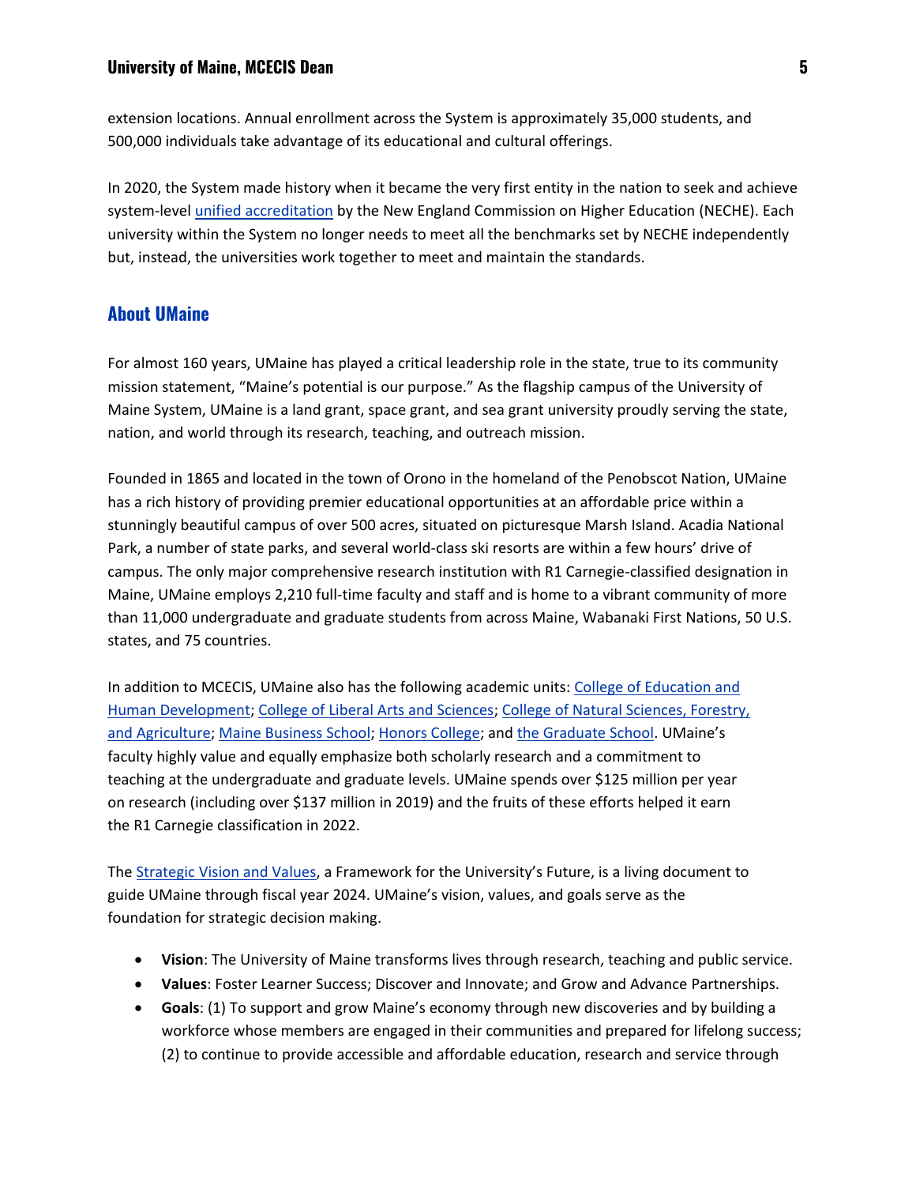extension locations. Annual enrollment across the System is approximately 35,000 students, and 500,000 individuals take advantage of its educational and cultural offerings.

In 2020, the System made history when it became the very first entity in the nation to seek and achieve system-level unified accreditation by the New England Commission on Higher Education (NECHE). Each university within the System no longer needs to meet all the benchmarks set by NECHE independently but, instead, the universities work together to meet and maintain the standards.

## About UMaine

For almost 160 years, UMaine has played a critical leadership role in the state, true to its community mission statement, "Maine's potential is our purpose." As the flagship campus of the University of Maine System, UMaine is a land grant, space grant, and sea grant university proudly serving the state, nation, and world through its research, teaching, and outreach mission.

Founded in 1865 and located in the town of Orono in the homeland of the Penobscot Nation, UMaine has a rich history of providing premier educational opportunities at an affordable price within a stunningly beautiful campus of over 500 acres, situated on picturesque Marsh Island. Acadia National Park, a number of state parks, and several world-class ski resorts are within a few hours' drive of campus. The only major comprehensive research institution with R1 Carnegie-classified designation in Maine, UMaine employs 2,210 full-time faculty and staff and is home to a vibrant community of more than 11,000 undergraduate and graduate students from across Maine, Wabanaki First Nations, 50 U.S. states, and 75 countries.

In addition to MCECIS, UMaine also has the following academic units: College of Education and Human Development; College of Liberal Arts and Sciences; College of Natural Sciences, Forestry, and Agriculture; Maine Business School; Honors College; and the Graduate School. UMaine's faculty highly value and equally emphasize both scholarly research and a commitment to teaching at the undergraduate and graduate levels. UMaine spends over $125 million per year on research (including over $137 million in 2019) and the fruits of these efforts helped it earn the R1 Carnegie classification in 2022.

The Strategic Vision and Values, a Framework for the University's Future, is a living document to guide UMaine through fiscal year 2024. UMaine's vision, values, and goals serve as the foundation for strategic decision making.

- **Vision**: The University of Maine transforms lives through research, teaching and public service.
- **Values**: Foster Learner Success; Discover and Innovate; and Grow and Advance Partnerships.
- **Goals**: (1) To support and grow Maine's economy through new discoveries and by building a workforce whose members are engaged in their communities and prepared for lifelong success; (2) to continue to provide accessible and affordable education, research and service through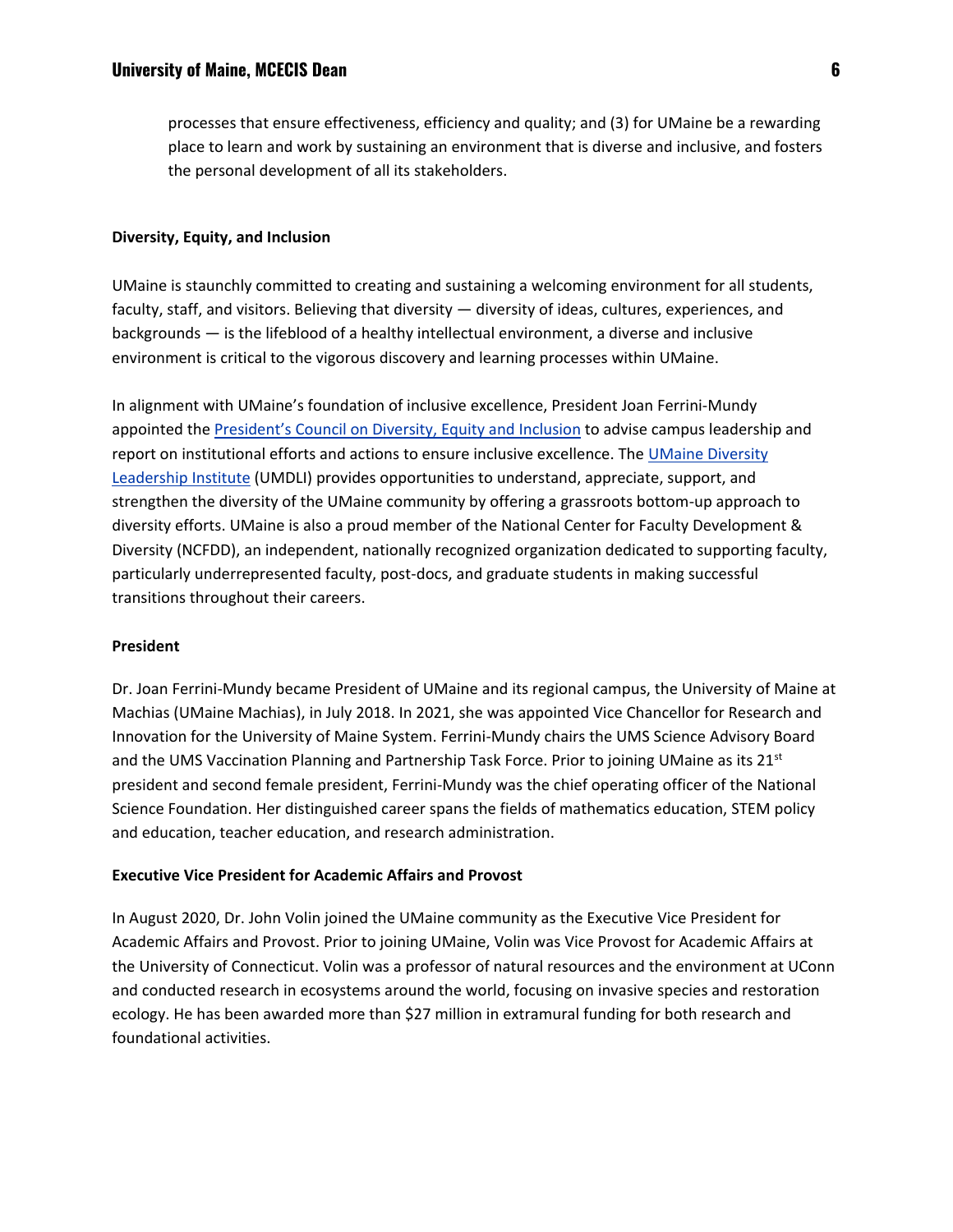processes that ensure effectiveness, efficiency and quality; and (3) for UMaine be a rewarding place to learn and work by sustaining an environment that is diverse and inclusive, and fosters the personal development of all its stakeholders.

**Diversity, Equity, and Inclusion**

UMaine is staunchly committed to creating and sustaining a welcoming environment for all students, faculty, staff, and visitors. Believing that diversity — diversity of ideas, cultures, experiences, and backgrounds — is the lifeblood of a healthy intellectual environment, a diverse and inclusive environment is critical to the vigorous discovery and learning processes within UMaine.

In alignment with UMaine's foundation of inclusive excellence, President Joan Ferrini-Mundy appointed the President's Council on Diversity, Equity and Inclusion to advise campus leadership and report on institutional efforts and actions to ensure inclusive excellence. The UMaine Diversity Leadership Institute (UMDLI) provides opportunities to understand, appreciate, support, and strengthen the diversity of the UMaine community by offering a grassroots bottom-up approach to diversity efforts. UMaine is also a proud member of the National Center for Faculty Development & Diversity (NCFDD), an independent, nationally recognized organization dedicated to supporting faculty, particularly underrepresented faculty, post-docs, and graduate students in making successful transitions throughout their careers.

**President**

Dr. Joan Ferrini-Mundy became President of UMaine and its regional campus, the University of Maine at Machias (UMaine Machias), in July 2018. In 2021, she was appointed Vice Chancellor for Research and Innovation for the University of Maine System. Ferrini-Mundy chairs the UMS Science Advisory Board and the UMS Vaccination Planning and Partnership Task Force. Prior to joining UMaine as its 21st president and second female president, Ferrini-Mundy was the chief operating officer of the National Science Foundation. Her distinguished career spans the fields of mathematics education, STEM policy and education, teacher education, and research administration.

**Executive Vice President for Academic Affairs and Provost**

In August 2020, Dr. John Volin joined the UMaine community as the Executive Vice President for Academic Affairs and Provost. Prior to joining UMaine, Volin was Vice Provost for Academic Affairs at the University of Connecticut. Volin was a professor of natural resources and the environment at UConn and conducted research in ecosystems around the world, focusing on invasive species and restoration ecology. He has been awarded more than $27 million in extramural funding for both research and foundational activities.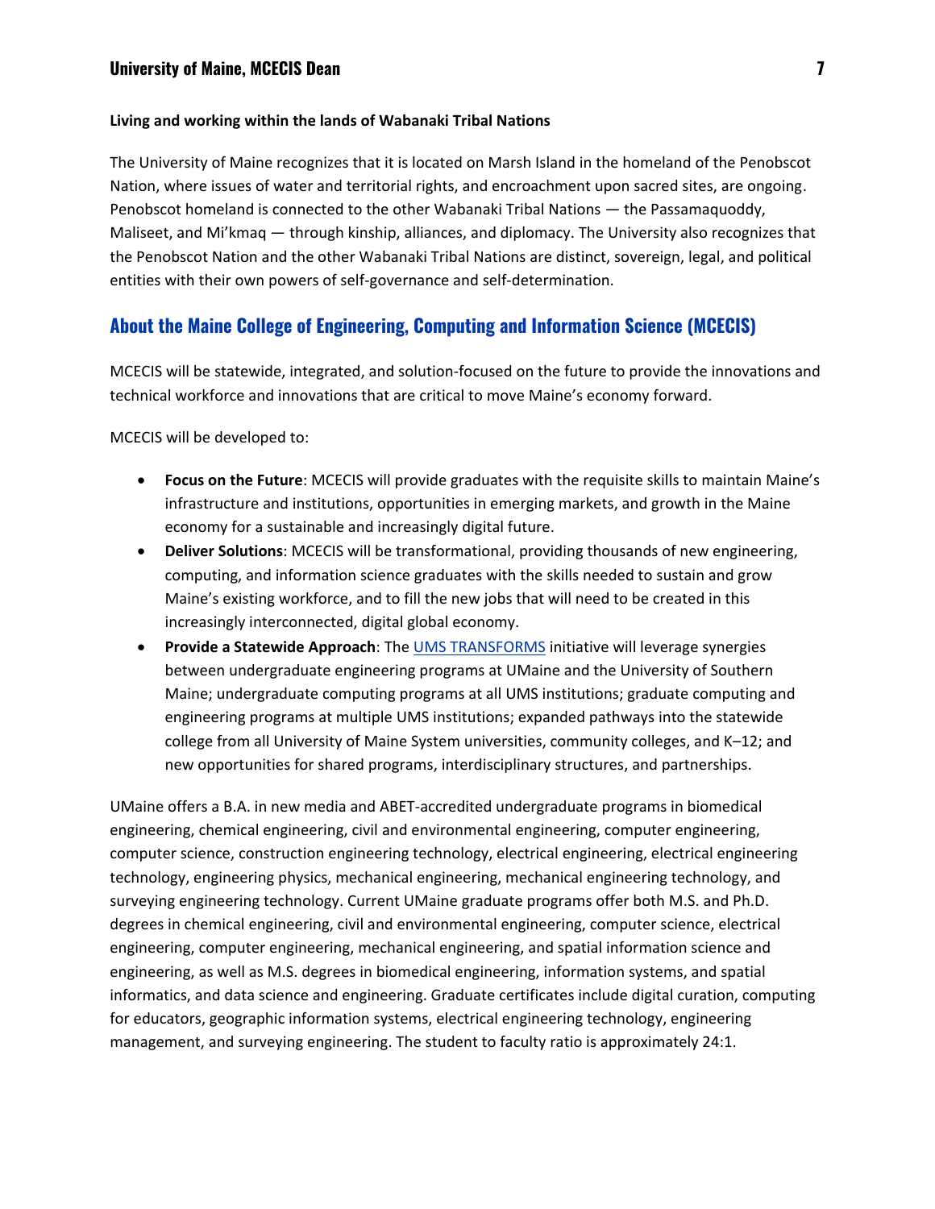**Living and working within the lands of Wabanaki Tribal Nations**

The University of Maine recognizes that it is located on Marsh Island in the homeland of the Penobscot Nation, where issues of water and territorial rights, and encroachment upon sacred sites, are ongoing. Penobscot homeland is connected to the other Wabanaki Tribal Nations — the Passamaquoddy, Maliseet, and Mi'kmaq — through kinship, alliances, and diplomacy. The University also recognizes that the Penobscot Nation and the other Wabanaki Tribal Nations are distinct, sovereign, legal, and political entities with their own powers of self-governance and self-determination.

## About the Maine College of Engineering, Computing and Information Science (MCECIS)

MCECIS will be statewide, integrated, and solution-focused on the future to provide the innovations and technical workforce and innovations that are critical to move Maine's economy forward.

MCECIS will be developed to:

- **Focus on the Future**: MCECIS will provide graduates with the requisite skills to maintain Maine's infrastructure and institutions, opportunities in emerging markets, and growth in the Maine economy for a sustainable and increasingly digital future.
- **Deliver Solutions**: MCECIS will be transformational, providing thousands of new engineering, computing, and information science graduates with the skills needed to sustain and grow Maine's existing workforce, and to fill the new jobs that will need to be created in this increasingly interconnected, digital global economy.
- **Provide a Statewide Approach**: The UMS TRANSFORMS initiative will leverage synergies between undergraduate engineering programs at UMaine and the University of Southern Maine; undergraduate computing programs at all UMS institutions; graduate computing and engineering programs at multiple UMS institutions; expanded pathways into the statewide college from all University of Maine System universities, community colleges, and K–12; and new opportunities for shared programs, interdisciplinary structures, and partnerships.

UMaine offers a B.A. in new media and ABET-accredited undergraduate programs in biomedical engineering, chemical engineering, civil and environmental engineering, computer engineering, computer science, construction engineering technology, electrical engineering, electrical engineering technology, engineering physics, mechanical engineering, mechanical engineering technology, and surveying engineering technology. Current UMaine graduate programs offer both M.S. and Ph.D. degrees in chemical engineering, civil and environmental engineering, computer science, electrical engineering, computer engineering, mechanical engineering, and spatial information science and engineering, as well as M.S. degrees in biomedical engineering, information systems, and spatial informatics, and data science and engineering. Graduate certificates include digital curation, computing for educators, geographic information systems, electrical engineering technology, engineering management, and surveying engineering. The student to faculty ratio is approximately 24:1.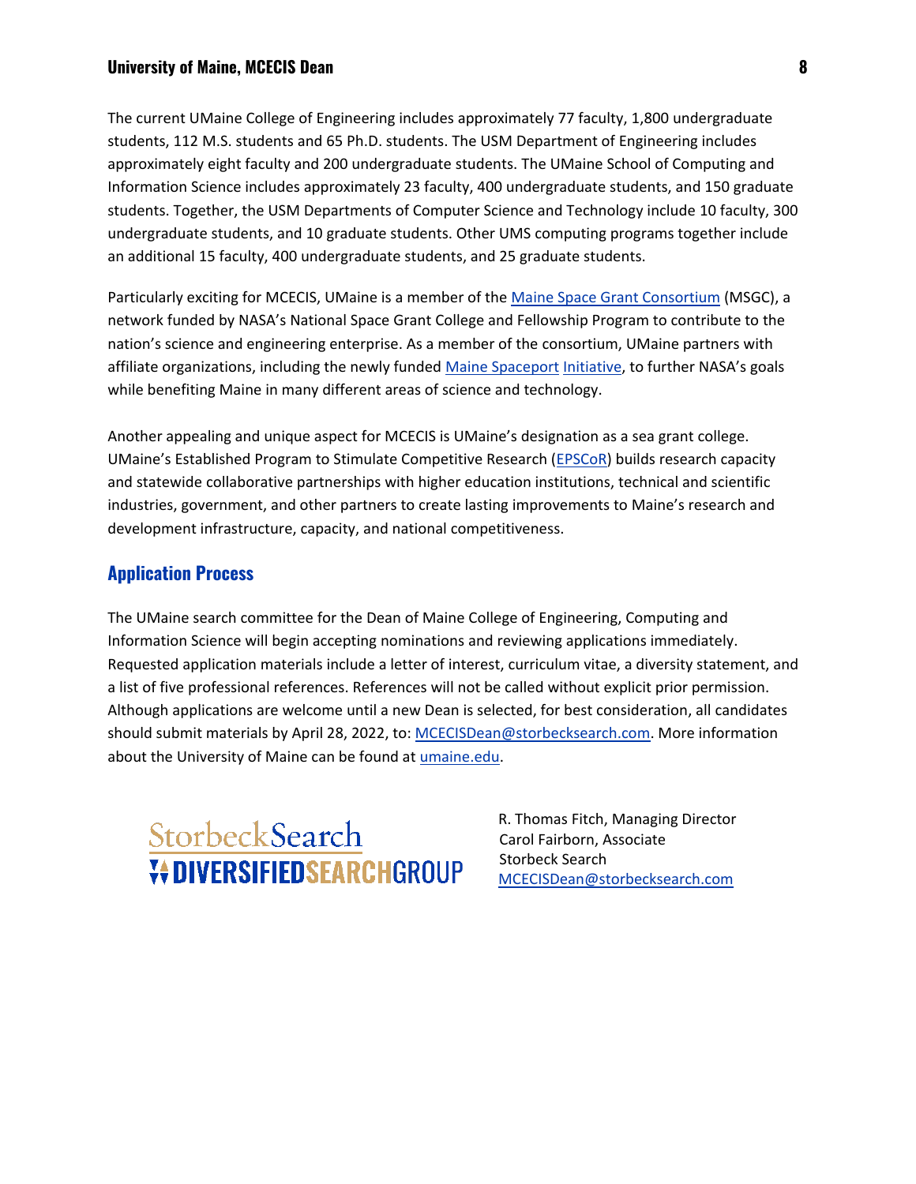The current UMaine College of Engineering includes approximately 77 faculty, 1,800 undergraduate students, 112 M.S. students and 65 Ph.D. students. The USM Department of Engineering includes approximately eight faculty and 200 undergraduate students. The UMaine School of Computing and Information Science includes approximately 23 faculty, 400 undergraduate students, and 150 graduate students. Together, the USM Departments of Computer Science and Technology include 10 faculty, 300 undergraduate students, and 10 graduate students. Other UMS computing programs together include an additional 15 faculty, 400 undergraduate students, and 25 graduate students.

Particularly exciting for MCECIS, UMaine is a member of the Maine Space Grant Consortium (MSGC), a network funded by NASA's National Space Grant College and Fellowship Program to contribute to the nation's science and engineering enterprise. As a member of the consortium, UMaine partners with affiliate organizations, including the newly funded Maine Spaceport Initiative, to further NASA's goals while benefiting Maine in many different areas of science and technology.

Another appealing and unique aspect for MCECIS is UMaine's designation as a sea grant college. UMaine's Established Program to Stimulate Competitive Research (EPSCoR) builds research capacity and statewide collaborative partnerships with higher education institutions, technical and scientific industries, government, and other partners to create lasting improvements to Maine's research and development infrastructure, capacity, and national competitiveness.

## Application Process

The UMaine search committee for the Dean of Maine College of Engineering, Computing and Information Science will begin accepting nominations and reviewing applications immediately. Requested application materials include a letter of interest, curriculum vitae, a diversity statement, and a list of five professional references. References will not be called without explicit prior permission. Although applications are welcome until a new Dean is selected, for best consideration, all candidates should submit materials by April 28, 2022, to: MCECISDean@storbecksearch.com. More information about the University of Maine can be found at umaine.edu.

StorbeckSearch
DIVERSIFIEDSEARCHGROUP

R. Thomas Fitch, Managing Director
Carol Fairborn, Associate
Storbeck Search
MCECISDean@storbecksearch.com